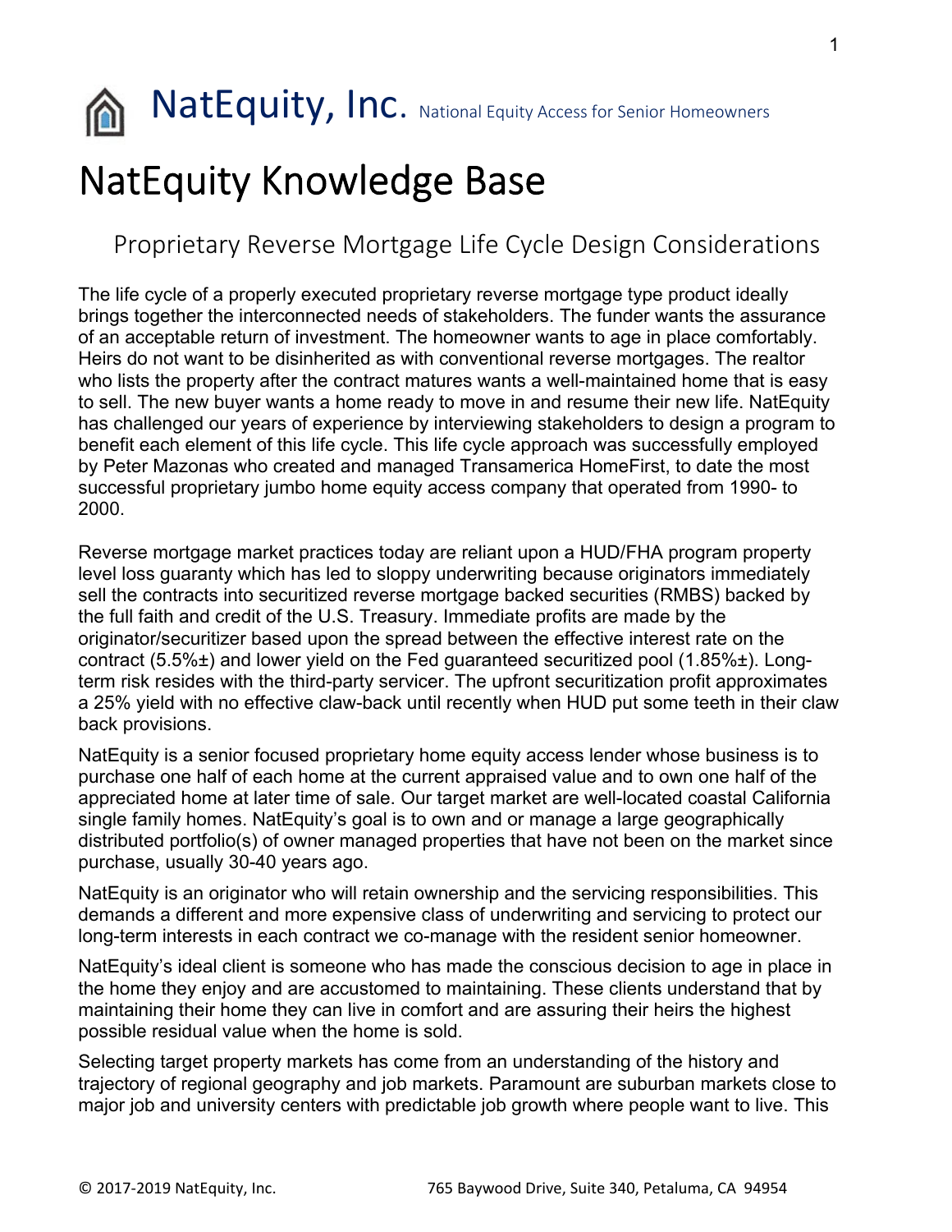# NatEquity, Inc. National Equity Access for Senior Homeowners

# NatEquity Knowledge Base

## Proprietary Reverse Mortgage Life Cycle Design Considerations

The life cycle of a properly executed proprietary reverse mortgage type product ideally brings together the interconnected needs of stakeholders. The funder wants the assurance of an acceptable return of investment. The homeowner wants to age in place comfortably. Heirs do not want to be disinherited as with conventional reverse mortgages. The realtor who lists the property after the contract matures wants a well-maintained home that is easy to sell. The new buyer wants a home ready to move in and resume their new life. NatEquity has challenged our years of experience by interviewing stakeholders to design a program to benefit each element of this life cycle. This life cycle approach was successfully employed by Peter Mazonas who created and managed Transamerica HomeFirst, to date the most successful proprietary jumbo home equity access company that operated from 1990- to 2000.

Reverse mortgage market practices today are reliant upon a HUD/FHA program property level loss guaranty which has led to sloppy underwriting because originators immediately sell the contracts into securitized reverse mortgage backed securities (RMBS) backed by the full faith and credit of the U.S. Treasury. Immediate profits are made by the originator/securitizer based upon the spread between the effective interest rate on the contract (5.5%±) and lower yield on the Fed guaranteed securitized pool (1.85%±). Long-term risk resides with the third-party servicer. The upfront securitization profit approximates a 25% yield with no effective claw-back until recently when HUD put some teeth in their claw back provisions.

NatEquity is a senior focused proprietary home equity access lender whose business is to purchase one half of each home at the current appraised value and to own one half of the appreciated home at later time of sale. Our target market are well-located coastal California single family homes. NatEquity's goal is to own and or manage a large geographically distributed portfolio(s) of owner managed properties that have not been on the market since purchase, usually 30-40 years ago.

NatEquity is an originator who will retain ownership and the servicing responsibilities. This demands a different and more expensive class of underwriting and servicing to protect our long-term interests in each contract we co-manage with the resident senior homeowner.

NatEquity's ideal client is someone who has made the conscious decision to age in place in the home they enjoy and are accustomed to maintaining. These clients understand that by maintaining their home they can live in comfort and are assuring their heirs the highest possible residual value when the home is sold.

Selecting target property markets has come from an understanding of the history and trajectory of regional geography and job markets. Paramount are suburban markets close to major job and university centers with predictable job growth where people want to live. This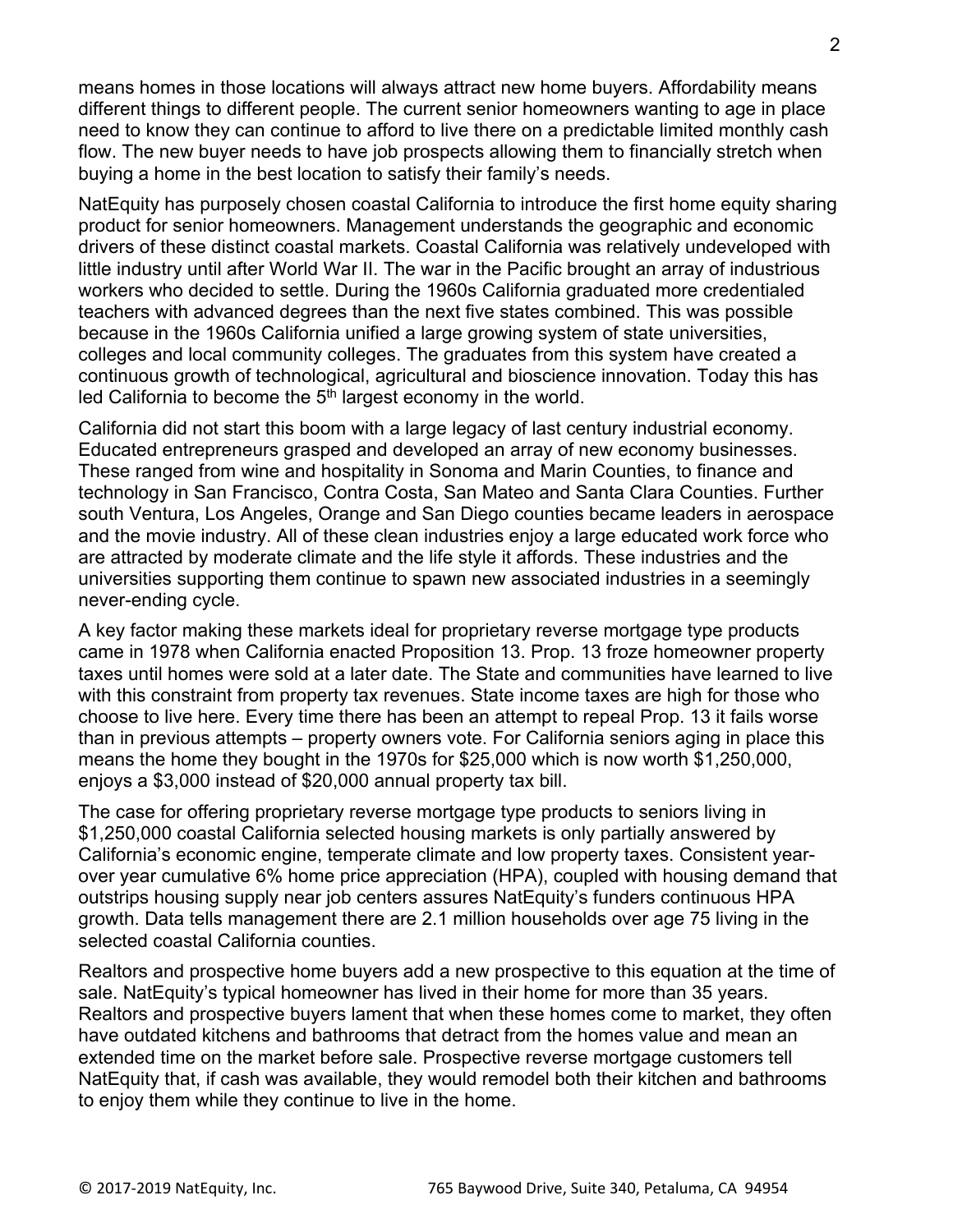means homes in those locations will always attract new home buyers. Affordability means different things to different people. The current senior homeowners wanting to age in place need to know they can continue to afford to live there on a predictable limited monthly cash flow. The new buyer needs to have job prospects allowing them to financially stretch when buying a home in the best location to satisfy their family's needs.

NatEquity has purposely chosen coastal California to introduce the first home equity sharing product for senior homeowners. Management understands the geographic and economic drivers of these distinct coastal markets. Coastal California was relatively undeveloped with little industry until after World War II. The war in the Pacific brought an array of industrious workers who decided to settle. During the 1960s California graduated more credentialed teachers with advanced degrees than the next five states combined. This was possible because in the 1960s California unified a large growing system of state universities, colleges and local community colleges. The graduates from this system have created a continuous growth of technological, agricultural and bioscience innovation. Today this has led California to become the 5th largest economy in the world.

California did not start this boom with a large legacy of last century industrial economy. Educated entrepreneurs grasped and developed an array of new economy businesses. These ranged from wine and hospitality in Sonoma and Marin Counties, to finance and technology in San Francisco, Contra Costa, San Mateo and Santa Clara Counties. Further south Ventura, Los Angeles, Orange and San Diego counties became leaders in aerospace and the movie industry. All of these clean industries enjoy a large educated work force who are attracted by moderate climate and the life style it affords. These industries and the universities supporting them continue to spawn new associated industries in a seemingly never-ending cycle.

A key factor making these markets ideal for proprietary reverse mortgage type products came in 1978 when California enacted Proposition 13. Prop. 13 froze homeowner property taxes until homes were sold at a later date. The State and communities have learned to live with this constraint from property tax revenues. State income taxes are high for those who choose to live here. Every time there has been an attempt to repeal Prop. 13 it fails worse than in previous attempts – property owners vote. For California seniors aging in place this means the home they bought in the 1970s for $25,000 which is now worth $1,250,000, enjoys a $3,000 instead of $20,000 annual property tax bill.

The case for offering proprietary reverse mortgage type products to seniors living in $1,250,000 coastal California selected housing markets is only partially answered by California's economic engine, temperate climate and low property taxes. Consistent year-over year cumulative 6% home price appreciation (HPA), coupled with housing demand that outstrips housing supply near job centers assures NatEquity's funders continuous HPA growth. Data tells management there are 2.1 million households over age 75 living in the selected coastal California counties.

Realtors and prospective home buyers add a new prospective to this equation at the time of sale. NatEquity's typical homeowner has lived in their home for more than 35 years. Realtors and prospective buyers lament that when these homes come to market, they often have outdated kitchens and bathrooms that detract from the homes value and mean an extended time on the market before sale. Prospective reverse mortgage customers tell NatEquity that, if cash was available, they would remodel both their kitchen and bathrooms to enjoy them while they continue to live in the home.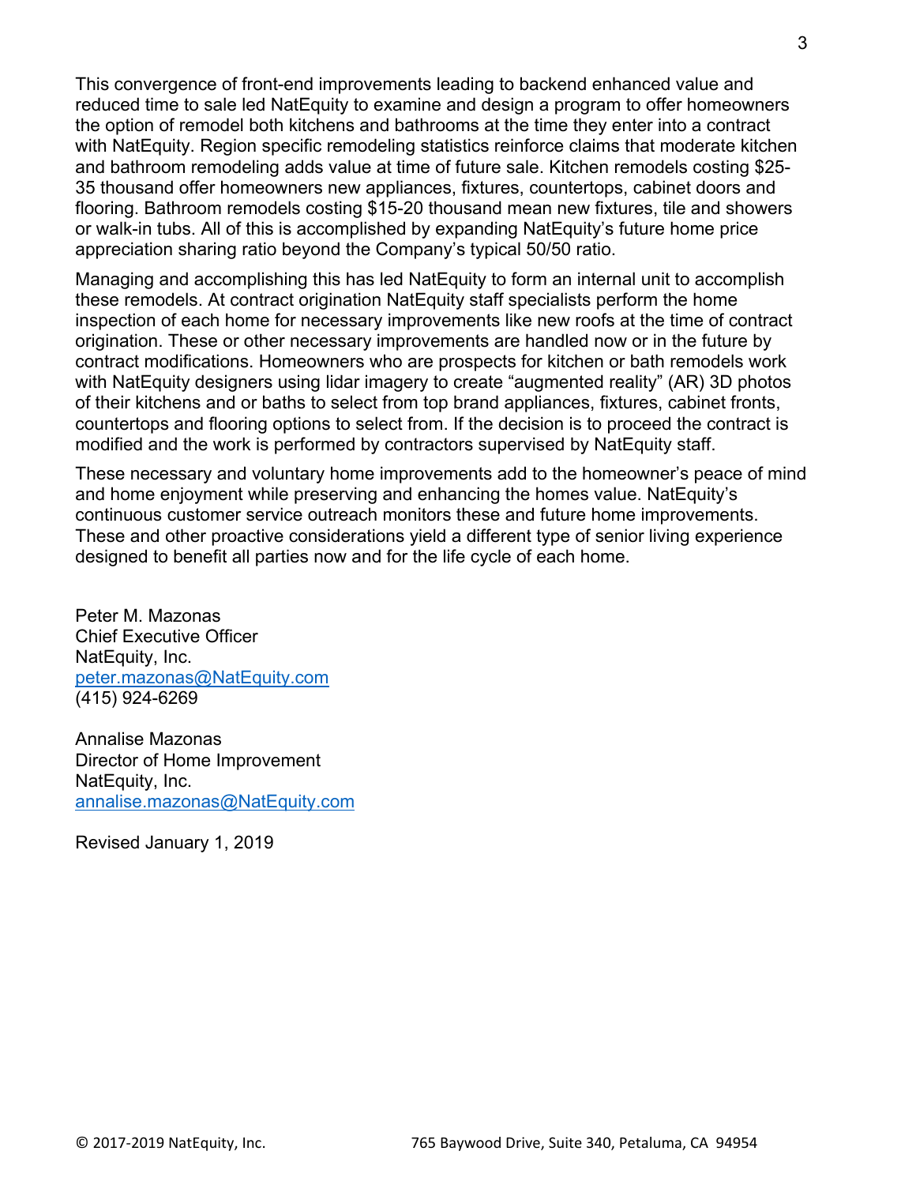This convergence of front-end improvements leading to backend enhanced value and reduced time to sale led NatEquity to examine and design a program to offer homeowners the option of remodel both kitchens and bathrooms at the time they enter into a contract with NatEquity. Region specific remodeling statistics reinforce claims that moderate kitchen and bathroom remodeling adds value at time of future sale. Kitchen remodels costing $25-35 thousand offer homeowners new appliances, fixtures, countertops, cabinet doors and flooring. Bathroom remodels costing $15-20 thousand mean new fixtures, tile and showers or walk-in tubs. All of this is accomplished by expanding NatEquity's future home price appreciation sharing ratio beyond the Company's typical 50/50 ratio.

Managing and accomplishing this has led NatEquity to form an internal unit to accomplish these remodels. At contract origination NatEquity staff specialists perform the home inspection of each home for necessary improvements like new roofs at the time of contract origination. These or other necessary improvements are handled now or in the future by contract modifications. Homeowners who are prospects for kitchen or bath remodels work with NatEquity designers using lidar imagery to create "augmented reality" (AR) 3D photos of their kitchens and or baths to select from top brand appliances, fixtures, cabinet fronts, countertops and flooring options to select from. If the decision is to proceed the contract is modified and the work is performed by contractors supervised by NatEquity staff.

These necessary and voluntary home improvements add to the homeowner's peace of mind and home enjoyment while preserving and enhancing the homes value. NatEquity's continuous customer service outreach monitors these and future home improvements. These and other proactive considerations yield a different type of senior living experience designed to benefit all parties now and for the life cycle of each home.

Peter M. Mazonas
Chief Executive Officer
NatEquity, Inc.
peter.mazonas@NatEquity.com
(415) 924-6269

Annalise Mazonas
Director of Home Improvement
NatEquity, Inc.
annalise.mazonas@NatEquity.com

Revised January 1, 2019

© 2017-2019 NatEquity, Inc. 765 Baywood Drive, Suite 340, Petaluma, CA 94954